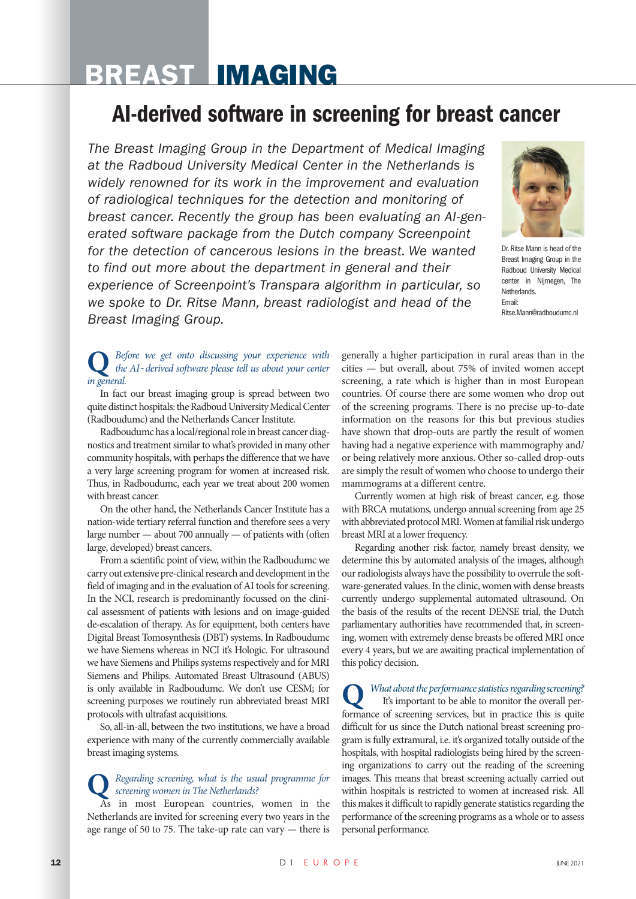# BREAST IMAGING

## AI-derived software in screening for breast cancer

*The Breast Imaging Group in the Department of Medical Imaging at the Radboud University Medical Center in the Netherlands is widely renowned for its work in the improvement and evaluation of radiological techniques for the detection and monitoring of breast cancer. Recently the group has been evaluating an AI-generated software package from the Dutch company Screenpoint for the detection of cancerous lesions in the breast. We wanted to find out more about the department in general and their experience of Screenpoint's Transpara algorithm in particular, so we spoke to Dr. Ritse Mann, breast radiologist and head of the Breast Imaging Group.*

Dr. Ritse Mann is head of the Breast Imaging Group in the Radboud University Medical center in Nijmegen, The Netherlands.
Email:
Ritse.Mann@radboudumc.nl

**Q** *Before we get onto discussing your experience with the AI-derived software please tell us about your center in general.*

In fact our breast imaging group is spread between two quite distinct hospitals: the Radboud University Medical Center (Radboudumc) and the Netherlands Cancer Institute.

Radboudumc has a local/regional role in breast cancer diagnostics and treatment similar to what's provided in many other community hospitals, with perhaps the difference that we have a very large screening program for women at increased risk. Thus, in Radboudumc, each year we treat about 200 women with breast cancer.

On the other hand, the Netherlands Cancer Institute has a nation-wide tertiary referral function and therefore sees a very large number — about 700 annually — of patients with (often large, developed) breast cancers.

From a scientific point of view, within the Radboudumc we carry out extensive pre-clinical research and development in the field of imaging and in the evaluation of AI tools for screening. In the NCI, research is predominantly focussed on the clinical assessment of patients with lesions and on image-guided de-escalation of therapy. As for equipment, both centers have Digital Breast Tomosynthesis (DBT) systems. In Radboudumc we have Siemens whereas in NCI it's Hologic. For ultrasound we have Siemens and Philips systems respectively and for MRI Siemens and Philips. Automated Breast Ultrasound (ABUS) is only available in Radboudumc. We don't use CESM; for screening purposes we routinely run abbreviated breast MRI protocols with ultrafast acquisitions.

So, all-in-all, between the two institutions, we have a broad experience with many of the currently commercially available breast imaging systems.

**Q** *Regarding screening, what is the usual programme for screening women in The Netherlands?*

As in most European countries, women in the Netherlands are invited for screening every two years in the age range of 50 to 75. The take-up rate can vary — there is generally a higher participation in rural areas than in the cities — but overall, about 75% of invited women accept screening, a rate which is higher than in most European countries. Of course there are some women who drop out of the screening programs. There is no precise up-to-date information on the reasons for this but previous studies have shown that drop-outs are partly the result of women having had a negative experience with mammography and/or being relatively more anxious. Other so-called drop-outs are simply the result of women who choose to undergo their mammograms at a different centre.

Currently women at high risk of breast cancer, e.g. those with BRCA mutations, undergo annual screening from age 25 with abbreviated protocol MRI. Women at familial risk undergo breast MRI at a lower frequency.

Regarding another risk factor, namely breast density, we determine this by automated analysis of the images, although our radiologists always have the possibility to overrule the software-generated values. In the clinic, women with dense breasts currently undergo supplemental automated ultrasound. On the basis of the results of the recent DENSE trial, the Dutch parliamentary authorities have recommended that, in screening, women with extremely dense breasts be offered MRI once every 4 years, but we are awaiting practical implementation of this policy decision.

**Q** *What about the performance statistics regarding screening?*

It's important to be able to monitor the overall performance of screening services, but in practice this is quite difficult for us since the Dutch national breast screening program is fully extramural, i.e. it's organized totally outside of the hospitals, with hospital radiologists being hired by the screening organizations to carry out the reading of the screening images. This means that breast screening actually carried out within hospitals is restricted to women at increased risk. All this makes it difficult to rapidly generate statistics regarding the performance of the screening programs as a whole or to assess personal performance.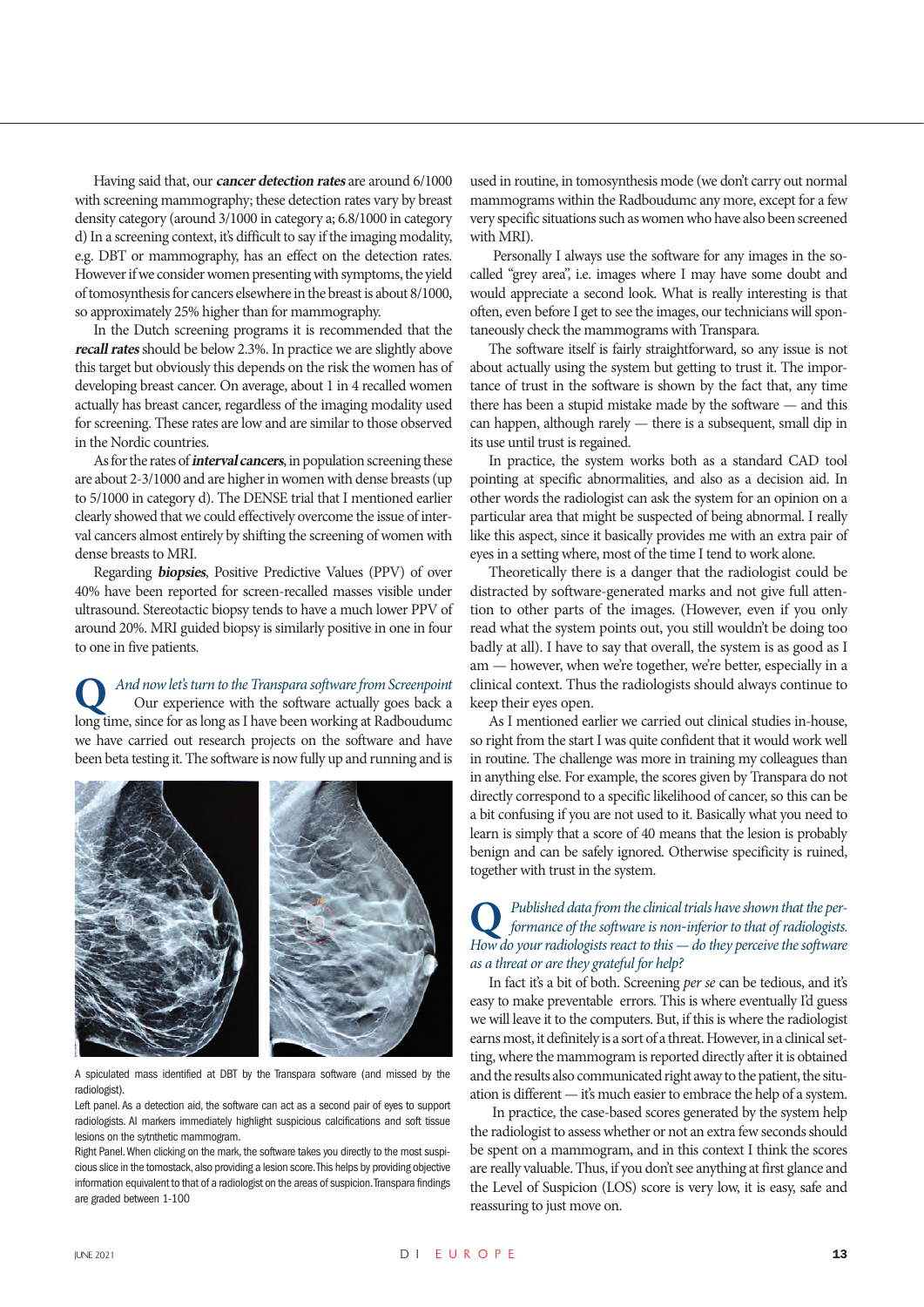Having said that, our ***cancer detection rates*** are around 6/1000 with screening mammography; these detection rates vary by breast density category (around 3/1000 in category a; 6.8/1000 in category d) In a screening context, it's difficult to say if the imaging modality, e.g. DBT or mammography, has an effect on the detection rates. However if we consider women presenting with symptoms, the yield of tomosynthesis for cancers elsewhere in the breast is about 8/1000, so approximately 25% higher than for mammography.

In the Dutch screening programs it is recommended that the ***recall rates*** should be below 2.3%. In practice we are slightly above this target but obviously this depends on the risk the women has of developing breast cancer. On average, about 1 in 4 recalled women actually has breast cancer, regardless of the imaging modality used for screening. These rates are low and are similar to those observed in the Nordic countries.

As for the rates of ***interval cancers***, in population screening these are about 2-3/1000 and are higher in women with dense breasts (up to 5/1000 in category d). The DENSE trial that I mentioned earlier clearly showed that we could effectively overcome the issue of interval cancers almost entirely by shifting the screening of women with dense breasts to MRI.

Regarding ***biopsies***, Positive Predictive Values (PPV) of over 40% have been reported for screen-recalled masses visible under ultrasound. Stereotactic biopsy tends to have a much lower PPV of around 20%. MRI guided biopsy is similarly positive in one in four to one in five patients.

**Q** *And now let's turn to the Transpara software from Screenpoint*

Our experience with the software actually goes back a long time, since for as long as I have been working at Radboudumc we have carried out research projects on the software and have been beta testing it. The software is now fully up and running and is used in routine, in tomosynthesis mode (we don't carry out normal mammograms within the Radboudumc any more, except for a few very specific situations such as women who have also been screened with MRI).

Personally I always use the software for any images in the so-called "grey area", i.e. images where I may have some doubt and would appreciate a second look. What is really interesting is that often, even before I get to see the images, our technicians will spontaneously check the mammograms with Transpara.

The software itself is fairly straightforward, so any issue is not about actually using the system but getting to trust it. The importance of trust in the software is shown by the fact that, any time there has been a stupid mistake made by the software — and this can happen, although rarely — there is a subsequent, small dip in its use until trust is regained.

In practice, the system works both as a standard CAD tool pointing at specific abnormalities, and also as a decision aid. In other words the radiologist can ask the system for an opinion on a particular area that might be suspected of being abnormal. I really like this aspect, since it basically provides me with an extra pair of eyes in a setting where, most of the time I tend to work alone.

Theoretically there is a danger that the radiologist could be distracted by software-generated marks and not give full attention to other parts of the images. (However, even if you only read what the system points out, you still wouldn't be doing too badly at all). I have to say that overall, the system is as good as I am — however, when we're together, we're better, especially in a clinical context. Thus the radiologists should always continue to keep their eyes open.

As I mentioned earlier we carried out clinical studies in-house, so right from the start I was quite confident that it would work well in routine. The challenge was more in training my colleagues than in anything else. For example, the scores given by Transpara do not directly correspond to a specific likelihood of cancer, so this can be a bit confusing if you are not used to it. Basically what you need to learn is simply that a score of 40 means that the lesion is probably benign and can be safely ignored. Otherwise specificity is ruined, together with trust in the system.

A spiculated mass identified at DBT by the Transpara software (and missed by the radiologist).

Left panel. As a detection aid, the software can act as a second pair of eyes to support radiologists. AI markers immediately highlight suspicious calcifications and soft tissue lesions on the sytnthetic mammogram.

Right Panel. When clicking on the mark, the software takes you directly to the most suspicious slice in the tomostack, also providing a lesion score. This helps by providing objective information equivalent to that of a radiologist on the areas of suspicion. Transpara findings are graded between 1-100

**Q** *Published data from the clinical trials have shown that the performance of the software is non-inferior to that of radiologists. How do your radiologists react to this — do they perceive the software as a threat or are they grateful for help?*

In fact it's a bit of both. Screening *per se* can be tedious, and it's easy to make preventable errors. This is where eventually I'd guess we will leave it to the computers. But, if this is where the radiologist earns most, it definitely is a sort of a threat. However, in a clinical setting, where the mammogram is reported directly after it is obtained and the results also communicated right away to the patient, the situation is different — it's much easier to embrace the help of a system.

In practice, the case-based scores generated by the system help the radiologist to assess whether or not an extra few seconds should be spent on a mammogram, and in this context I think the scores are really valuable. Thus, if you don't see anything at first glance and the Level of Suspicion (LOS) score is very low, it is easy, safe and reassuring to just move on.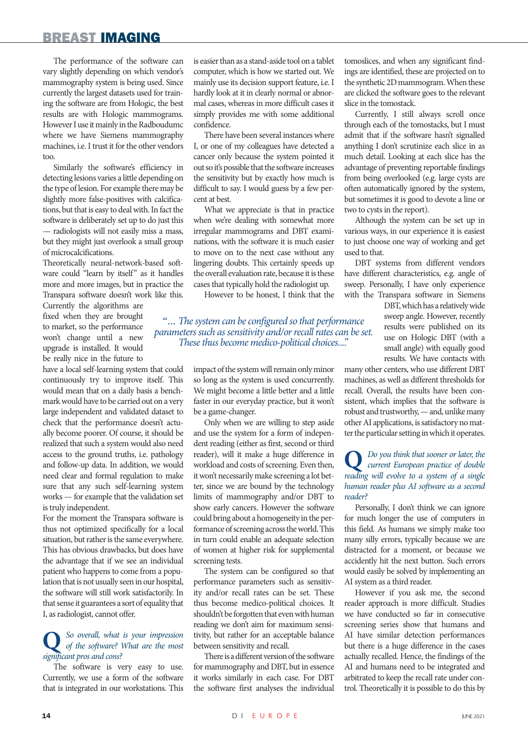The performance of the software can vary slightly depending on which vendor's mammography system is being used. Since currently the largest datasets used for training the software are from Hologic, the best results are with Hologic mammograms. However I use it mainly in the Radboudumc where we have Siemens mammography machines, i.e. I trust it for the other vendors too.

Similarly the software's efficiency in detecting lesions varies a little depending on the type of lesion. For example there may be slightly more false-positives with calcifications, but that is easy to deal with. In fact the software is deliberately set up to do just this — radiologists will not easily miss a mass, but they might just overlook a small group of microcalcifications.

Theoretically neural-network-based software could "learn by itself" as it handles more and more images, but in practice the Transpara software doesn't work like this. Currently the algorithms are fixed when they are brought to market, so the performance won't change until a new upgrade is installed. It would be really nice in the future to have a local self-learning system that could continuously try to improve itself. This would mean that on a daily basis a benchmark would have to be carried out on a very large independent and validated dataset to check that the performance doesn't actually become poorer. Of course, it should be realized that such a system would also need access to the ground truths, i.e. pathology and follow-up data. In addition, we would need clear and formal regulation to make sure that any such self-learning system works — for example that the validation set is truly independent.

For the moment the Transpara software is thus not optimized specifically for a local situation, but rather is the same everywhere. This has obvious drawbacks, but does have the advantage that if we see an individual patient who happens to come from a population that is not usually seen in our hospital, the software will still work satisfactorily. In that sense it guarantees a sort of equality that I, as radiologist, cannot offer.

**Q** *So overall, what is your impression of the software? What are the most significant pros and cons?*

The software is very easy to use. Currently, we use a form of the software that is integrated in our workstations. This is easier than as a stand-aside tool on a tablet computer, which is how we started out. We mainly use its decision support feature, i.e. I hardly look at it in clearly normal or abnormal cases, whereas in more difficult cases it simply provides me with some additional confidence.

There have been several instances where I, or one of my colleagues have detected a cancer only because the system pointed it out so it's possible that the software increases the sensitivity but by exactly how much is difficult to say. I would guess by a few percent at best.

What we appreciate is that in practice when we're dealing with somewhat more irregular mammograms and DBT examinations, with the software it is much easier to move on to the next case without any lingering doubts. This certainly speeds up the overall evaluation rate, because it is these cases that typically hold the radiologist up.

However to be honest, I think that the impact of the system will remain only minor so long as the system is used concurrently. We might become a little better and a little faster in our everyday practice, but it won't be a game-changer.

Only when we are willing to step aside and use the system for a form of independent reading (either as first, second or third reader), will it make a huge difference in workload and costs of screening. Even then, it won't necessarily make screening a lot better, since we are bound by the technology limits of mammography and/or DBT to show early cancers. However the software could bring about a homogeneity in the performance of screening across the world. This in turn could enable an adequate selection of women at higher risk for supplemental screening tests.

> *"… The system can be configured so that performance parameters such as sensitivity and/or recall rates can be set. These thus become medico-political choices...."*

The system can be configured so that performance parameters such as sensitivity and/or recall rates can be set. These thus become medico-political choices. It shouldn't be forgotten that even with human reading we don't aim for maximum sensitivity, but rather for an acceptable balance between sensitivity and recall.

There is a different version of the software for mammography and DBT, but in essence it works similarly in each case. For DBT the software first analyses the individual tomoslices, and when any significant findings are identified, these are projected on to the synthetic 2D mammogram. When these are clicked the software goes to the relevant slice in the tomostack.

Currently, I still always scroll once through each of the tomostacks, but I must admit that if the software hasn't signalled anything I don't scrutinize each slice in as much detail. Looking at each slice has the advantage of preventing reportable findings from being overlooked (e.g. large cysts are often automatically ignored by the system, but sometimes it is good to devote a line or two to cysts in the report).

Although the system can be set up in various ways, in our experience it is easiest to just choose one way of working and get used to that.

DBT systems from different vendors have different characteristics, e.g. angle of sweep. Personally, I have only experience with the Transpara software in Siemens DBT, which has a relatively wide sweep angle. However, recently results were published on its use on Hologic DBT (with a small angle) with equally good results. We have contacts with many other centers, who use different DBT machines, as well as different thresholds for recall. Overall, the results have been consistent, which implies that the software is robust and trustworthy, — and, unlike many other AI applications, is satisfactory no matter the particular setting in which it operates.

**Q** *Do you think that sooner or later, the current European practice of double reading will evolve to a system of a single human reader plus AI software as a second reader?*

Personally, I don't think we can ignore for much longer the use of computers in this field. As humans we simply make too many silly errors, typically because we are distracted for a moment, or because we accidently hit the next button. Such errors would easily be solved by implementing an AI system as a third reader.

However if you ask me, the second reader approach is more difficult. Studies we have conducted so far in consecutive screening series show that humans and AI have similar detection performances but there is a huge difference in the cases actually recalled. Hence, the findings of the AI and humans need to be integrated and arbitrated to keep the recall rate under control. Theoretically it is possible to do this by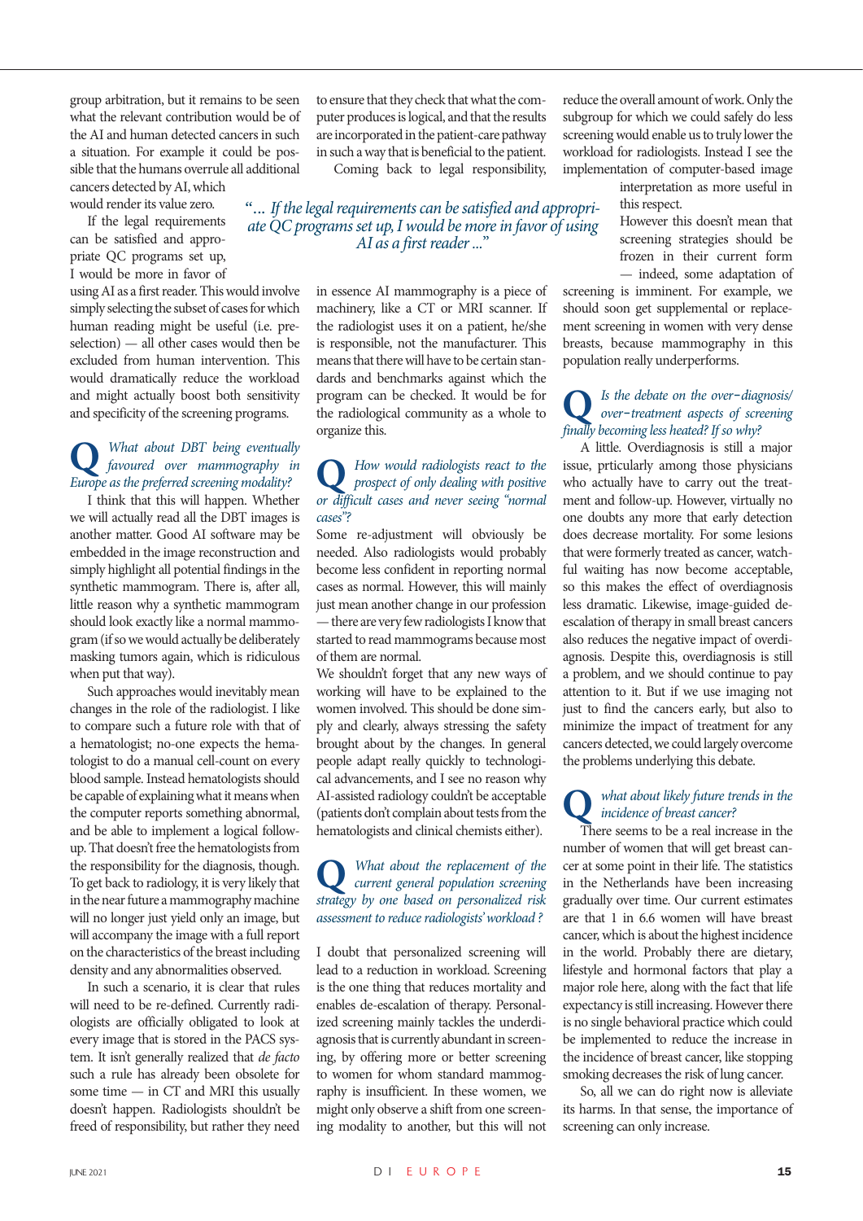group arbitration, but it remains to be seen what the relevant contribution would be of the AI and human detected cancers in such a situation. For example it could be possible that the humans overrule all additional cancers detected by AI, which would render its value zero.

If the legal requirements can be satisfied and appropriate QC programs set up, I would be more in favor of using AI as a first reader. This would involve simply selecting the subset of cases for which human reading might be useful (i.e. preselection) — all other cases would then be excluded from human intervention. This would dramatically reduce the workload and might actually boost both sensitivity and specificity of the screening programs.

**Q** *What about DBT being eventually favoured over mammography in Europe as the preferred screening modality?*

I think that this will happen. Whether we will actually read all the DBT images is another matter. Good AI software may be embedded in the image reconstruction and simply highlight all potential findings in the synthetic mammogram. There is, after all, little reason why a synthetic mammogram should look exactly like a normal mammogram (if so we would actually be deliberately masking tumors again, which is ridiculous when put that way).

Such approaches would inevitably mean changes in the role of the radiologist. I like to compare such a future role with that of a hematologist; no-one expects the hematologist to do a manual cell-count on every blood sample. Instead hematologists should be capable of explaining what it means when the computer reports something abnormal, and be able to implement a logical follow-up. That doesn't free the hematologists from the responsibility for the diagnosis, though. To get back to radiology, it is very likely that in the near future a mammography machine will no longer just yield only an image, but will accompany the image with a full report on the characteristics of the breast including density and any abnormalities observed.

In such a scenario, it is clear that rules will need to be re-defined. Currently radiologists are officially obligated to look at every image that is stored in the PACS system. It isn't generally realized that *de facto* such a rule has already been obsolete for some time — in CT and MRI this usually doesn't happen. Radiologists shouldn't be freed of responsibility, but rather they need to ensure that they check that what the computer produces is logical, and that the results are incorporated in the patient-care pathway in such a way that is beneficial to the patient.

Coming back to legal responsibility, in essence AI mammography is a piece of machinery, like a CT or MRI scanner. If the radiologist uses it on a patient, he/she is responsible, not the manufacturer. This means that there will have to be certain standards and benchmarks against which the program can be checked. It would be for the radiological community as a whole to organize this.

*"... If the legal requirements can be satisfied and appropriate QC programs set up, I would be more in favor of using AI as a first reader ..."*

**Q** *How would radiologists react to the prospect of only dealing with positive or difficult cases and never seeing "normal cases"?*

Some re-adjustment will obviously be needed. Also radiologists would probably become less confident in reporting normal cases as normal. However, this will mainly just mean another change in our profession — there are very few radiologists I know that started to read mammograms because most of them are normal.

We shouldn't forget that any new ways of working will have to be explained to the women involved. This should be done simply and clearly, always stressing the safety brought about by the changes. In general people adapt really quickly to technological advancements, and I see no reason why AI-assisted radiology couldn't be acceptable (patients don't complain about tests from the hematologists and clinical chemists either).

**Q** *What about the replacement of the current general population screening strategy by one based on personalized risk assessment to reduce radiologists' workload ?*

I doubt that personalized screening will lead to a reduction in workload. Screening is the one thing that reduces mortality and enables de-escalation of therapy. Personalized screening mainly tackles the underdiagnosis that is currently abundant in screening, by offering more or better screening to women for whom standard mammography is insufficient. In these women, we might only observe a shift from one screening modality to another, but this will not reduce the overall amount of work. Only the subgroup for which we could safely do less screening would enable us to truly lower the workload for radiologists. Instead I see the implementation of computer-based image interpretation as more useful in this respect.

However this doesn't mean that screening strategies should be frozen in their current form — indeed, some adaptation of screening is imminent. For example, we should soon get supplemental or replacement screening in women with very dense breasts, because mammography in this population really underperforms.

**Q** *Is the debate on the over-diagnosis/over-treatment aspects of screening finally becoming less heated? If so why?*

A little. Overdiagnosis is still a major issue, prticularly among those physicians who actually have to carry out the treatment and follow-up. However, virtually no one doubts any more that early detection does decrease mortality. For some lesions that were formerly treated as cancer, watchful waiting has now become acceptable, so this makes the effect of overdiagnosis less dramatic. Likewise, image-guided de-escalation of therapy in small breast cancers also reduces the negative impact of overdiagnosis. Despite this, overdiagnosis is still a problem, and we should continue to pay attention to it. But if we use imaging not just to find the cancers early, but also to minimize the impact of treatment for any cancers detected, we could largely overcome the problems underlying this debate.

**Q** *what about likely future trends in the incidence of breast cancer?*

There seems to be a real increase in the number of women that will get breast cancer at some point in their life. The statistics in the Netherlands have been increasing gradually over time. Our current estimates are that 1 in 6.6 women will have breast cancer, which is about the highest incidence in the world. Probably there are dietary, lifestyle and hormonal factors that play a major role here, along with the fact that life expectancy is still increasing. However there is no single behavioral practice which could be implemented to reduce the increase in the incidence of breast cancer, like stopping smoking decreases the risk of lung cancer.

So, all we can do right now is alleviate its harms. In that sense, the importance of screening can only increase.